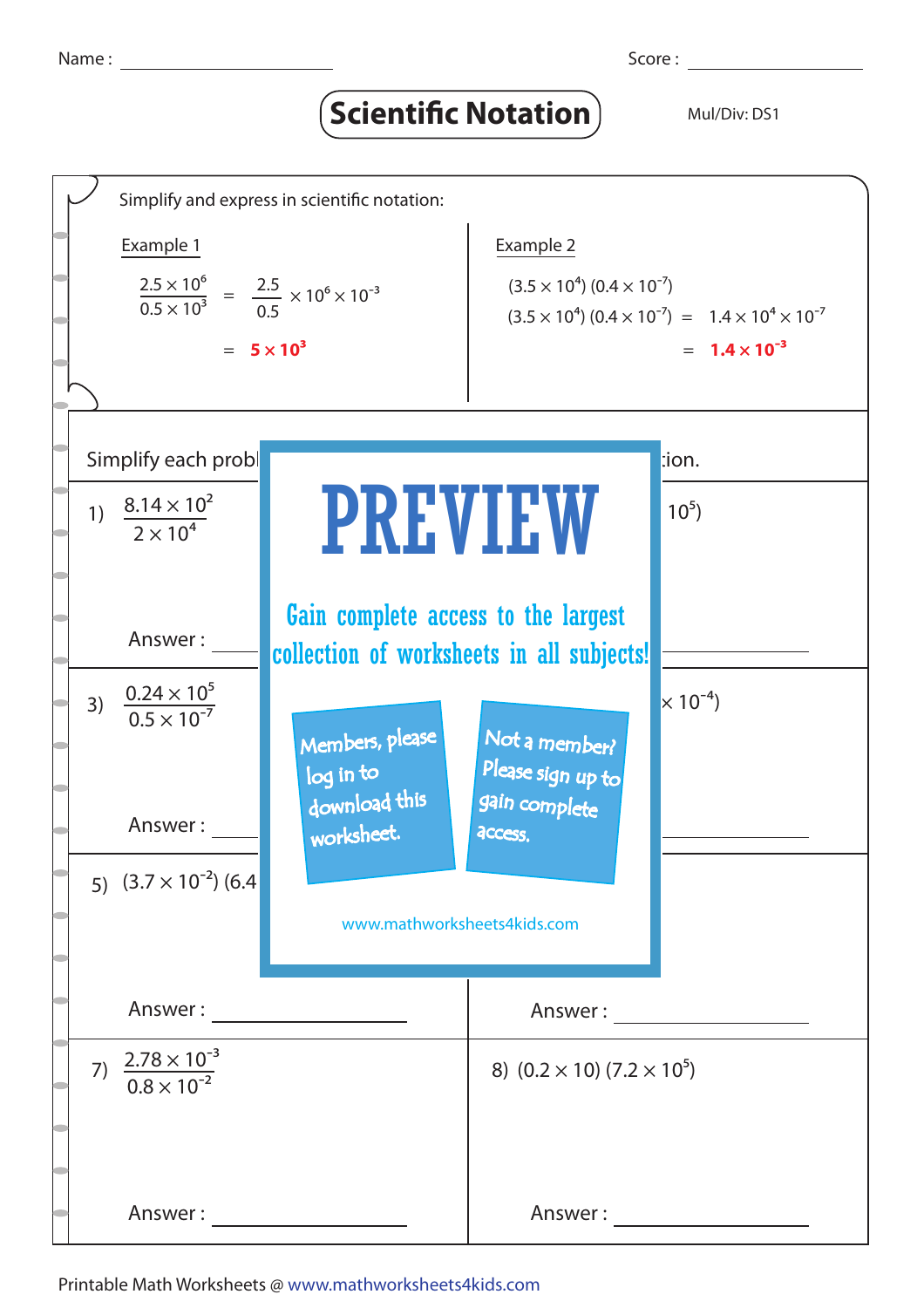Name : ____________________ Score : ____________________

# Scientific Notation

Mul/Div: DS1

Simplify and express in scientific notation:

**Example 1**

$$\frac{2.5 \times 10^{6}}{0.5 \times 10^{3}} = \frac{2.5}{0.5} \times 10^{6} \times 10^{-3}$$

$$= \mathbf{5 \times 10^{3}}$$

**Example 2**

$(3.5 \times 10^{4})(0.4 \times 10^{-7})$

$(3.5 \times 10^{4})(0.4 \times 10^{-7}) = 1.4 \times 10^{4} \times 10^{-7}$

$= \mathbf{1.4 \times 10^{-3}}$

Simplify each probl ... tion.

PREVIEW

Gain complete access to the largest collection of worksheets in all subjects!

Members, please log in to download this worksheet.

Not a member? Please sign up to gain complete access.

www.mathworksheets4kids.com

1) $\frac{8.14 \times 10^{2}}{2 \times 10^{4}}$ ... $10^{5})$

Answer : ____________________ ____________________

3) $\frac{0.24 \times 10^{5}}{0.5 \times 10^{-7}}$ ... $\times 10^{-4})$

Answer : ____________________ ____________________

5) $(3.7 \times 10^{-2})(6.4$ ...

Answer : ____________________

Answer : ____________________

7) $\frac{2.78 \times 10^{-3}}{0.8 \times 10^{-2}}$

Answer : ____________________

8) $(0.2 \times 10)(7.2 \times 10^{5})$

Answer : ____________________

Printable Math Worksheets @ www.mathworksheets4kids.com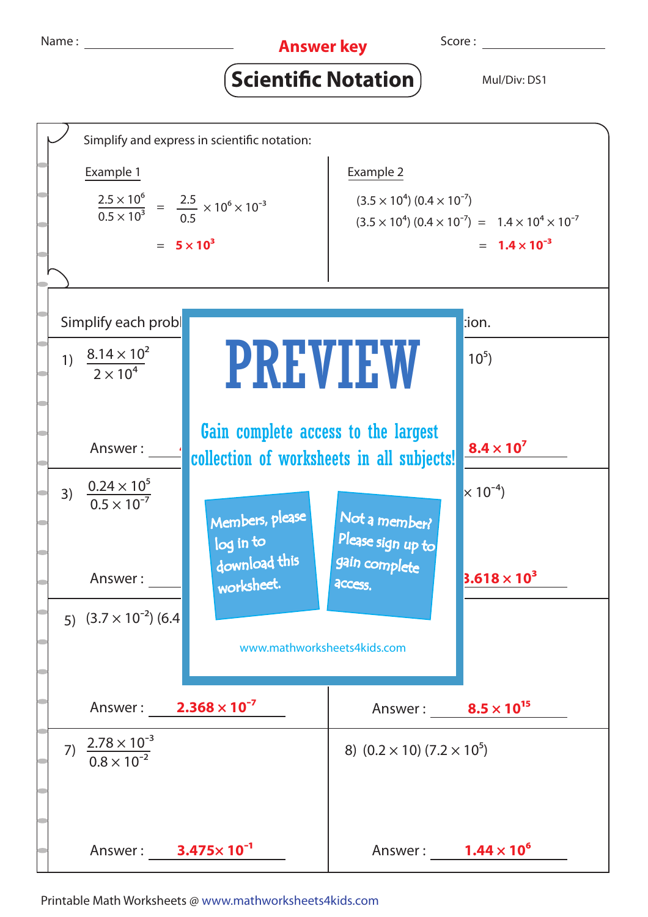Name : ____________ **Answer key** Score : ____________

# Scientific Notation

Mul/Div: DS1

Simplify and express in scientific notation:

**Example 1**

$$\frac{2.5 \times 10^{6}}{0.5 \times 10^{3}} = \frac{2.5}{0.5} \times 10^{6} \times 10^{-3}$$

$$= \mathbf{5 \times 10^{3}}$$

**Example 2**

$(3.5 \times 10^{4})\ (0.4 \times 10^{-7})$

$(3.5 \times 10^{4})\ (0.4 \times 10^{-7}) = 1.4 \times 10^{4} \times 10^{-7}$

$= \mathbf{1.4 \times 10^{-3}}$

Simplify each probl ... tion.

1) $\dfrac{8.14 \times 10^{2}}{2 \times 10^{4}}$

Answer : ____

... $10^{5})$

Answer : **$8.4 \times 10^{7}$**

3) $\dfrac{0.24 \times 10^{5}}{0.5 \times 10^{-7}}$

Answer : ____

... $\times 10^{-4})$

Answer : **$3.618 \times 10^{3}$**

5) $(3.7 \times 10^{-2})\ (6.4$ ...

Answer : **$2.368 \times 10^{-7}$**

Answer : **$8.5 \times 10^{15}$**

7) $\dfrac{2.78 \times 10^{-3}}{0.8 \times 10^{-2}}$

Answer : **$3.475 \times 10^{-1}$**

8) $(0.2 \times 10)\ (7.2 \times 10^{5})$

Answer : **$1.44 \times 10^{6}$**

PREVIEW

Gain complete access to the largest collection of worksheets in all subjects!

Members, please log in to download this worksheet.

Not a member? Please sign up to gain complete access.

www.mathworksheets4kids.com

Printable Math Worksheets @ www.mathworksheets4kids.com